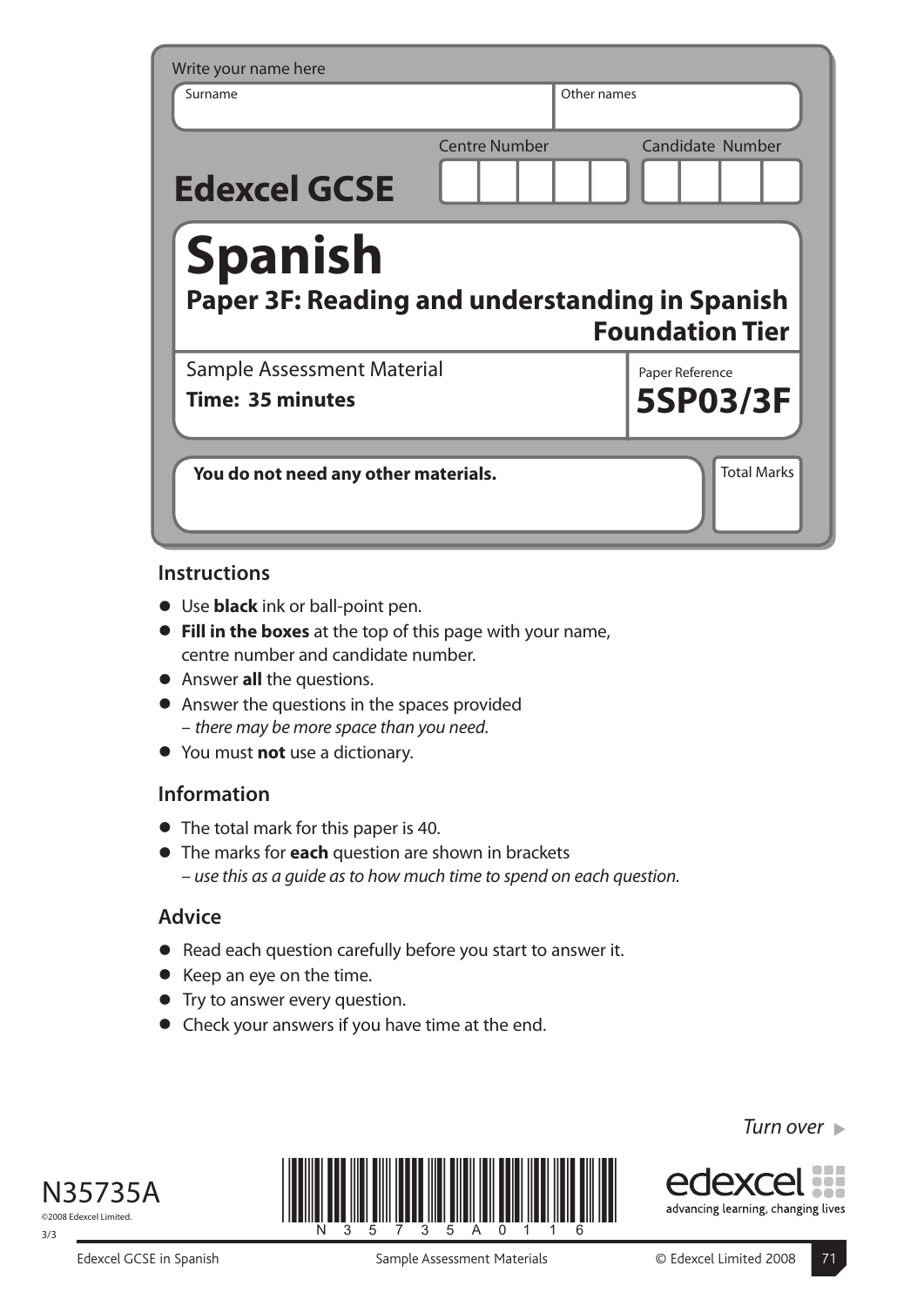Write your name here

| Surname | Other names |
|---|---|
| | |

**Edexcel GCSE**

Centre Number | Candidate Number

# Spanish

## Paper 3F: Reading and understanding in Spanish

## Foundation Tier

Sample Assessment Material

**Time: 35 minutes**

Paper Reference

**5SP03/3F**

**You do not need any other materials.**

Total Marks

### Instructions

- Use **black** ink or ball-point pen.
- **Fill in the boxes** at the top of this page with your name, centre number and candidate number.
- Answer **all** the questions.
- Answer the questions in the spaces provided – *there may be more space than you need.*
- You must **not** use a dictionary.

### Information

- The total mark for this paper is 40.
- The marks for **each** question are shown in brackets – *use this as a guide as to how much time to spend on each question.*

### Advice

- Read each question carefully before you start to answer it.
- Keep an eye on the time.
- Try to answer every question.
- Check your answers if you have time at the end.

*Turn over*

N35735A

©2008 Edexcel Limited.

3/3

edexcel

advancing learning, changing lives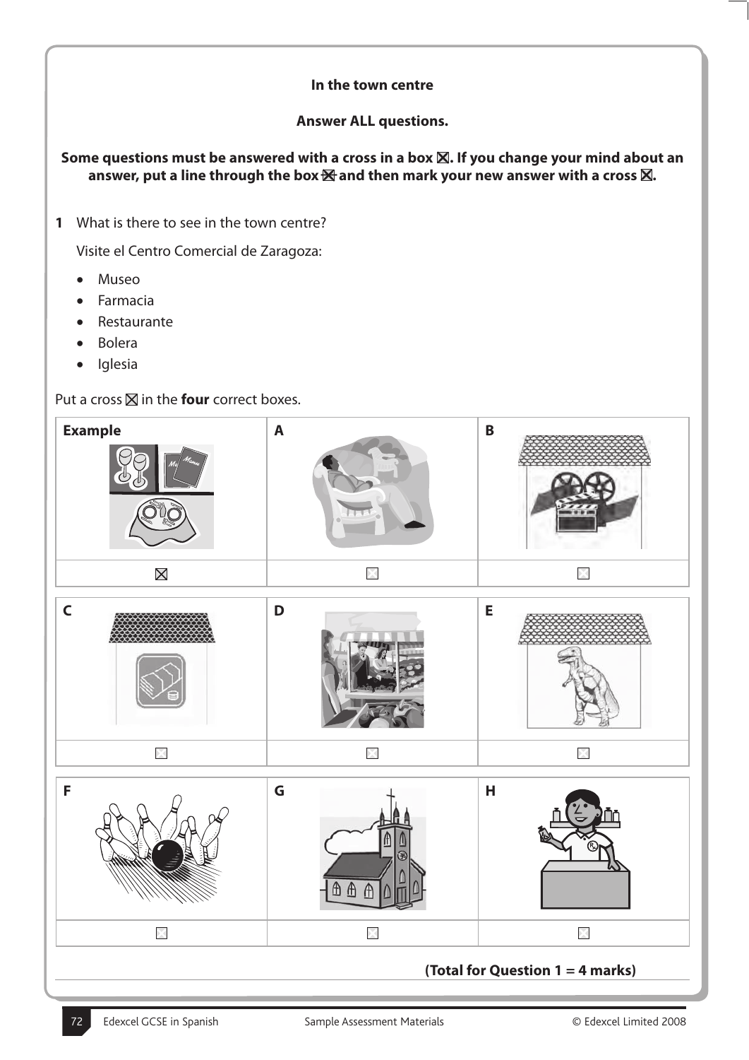**In the town centre**

**Answer ALL questions.**

**Some questions must be answered with a cross in a box ☒. If you change your mind about an answer, put a line through the box ☒ and then mark your new answer with a cross ☒.**

**1** What is there to see in the town centre?

Visite el Centro Comercial de Zaragoza:

- Museo
- Farmacia
- Restaurante
- Bolera
- Iglesia

Put a cross ☒ in the **four** correct boxes.

| **Example** | **A** | **B** |
|---|---|---|
| ☒ | ☐ | ☐ |

| **C** | **D** | **E** |
|---|---|---|
| ☐ | ☐ | ☐ |

| **F** | **G** | **H** |
|---|---|---|
| ☐ | ☐ | ☐ |

**(Total for Question 1 = 4 marks)**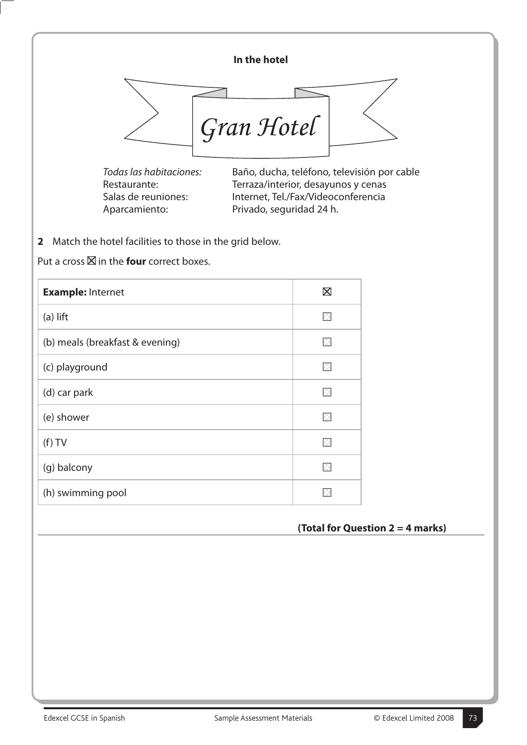**In the hotel**

*Gran Hotel*

| | |
|---|---|
| *Todas las habitaciones:* | Baño, ducha, teléfono, televisión por cable |
| Restaurante: | Terraza/interior, desayunos y cenas |
| Salas de reuniones: | Internet, Tel./Fax/Videoconferencia |
| Aparcamiento: | Privado, seguridad 24 h. |

**2** Match the hotel facilities to those in the grid below.

Put a cross ☒ in the **four** correct boxes.

| | |
|---|---|
| **Example:** Internet | ☒ |
| (a) lift | ☐ |
| (b) meals (breakfast & evening) | ☐ |
| (c) playground | ☐ |
| (d) car park | ☐ |
| (e) shower | ☐ |
| (f) TV | ☐ |
| (g) balcony | ☐ |
| (h) swimming pool | ☐ |

**(Total for Question 2 = 4 marks)**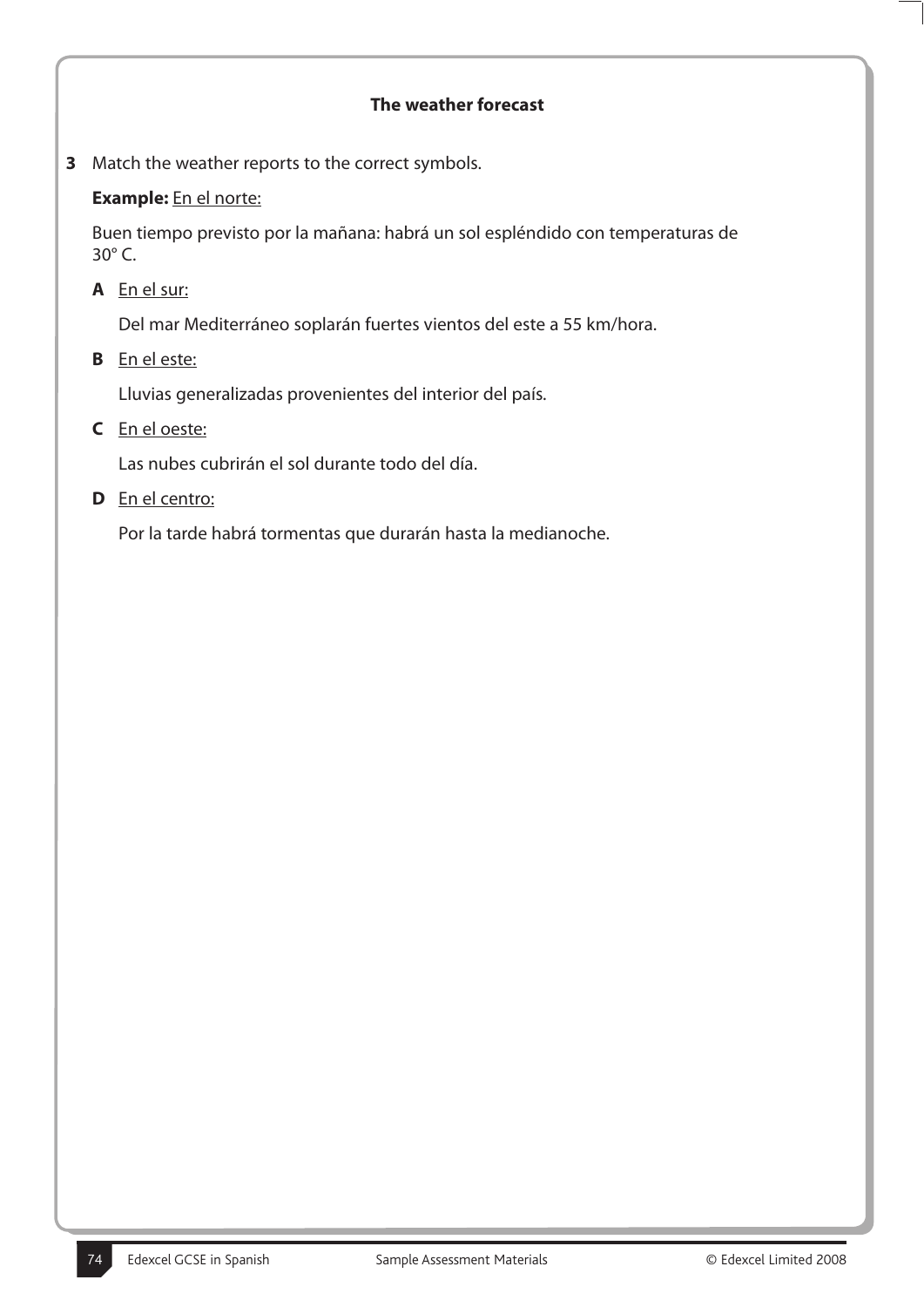**The weather forecast**

**3** Match the weather reports to the correct symbols.

**Example:** En el norte:

Buen tiempo previsto por la mañana: habrá un sol espléndido con temperaturas de 30° C.

**A** En el sur:

Del mar Mediterráneo soplarán fuertes vientos del este a 55 km/hora.

**B** En el este:

Lluvias generalizadas provenientes del interior del país.

**C** En el oeste:

Las nubes cubrirán el sol durante todo del día.

**D** En el centro:

Por la tarde habrá tormentas que durarán hasta la medianoche.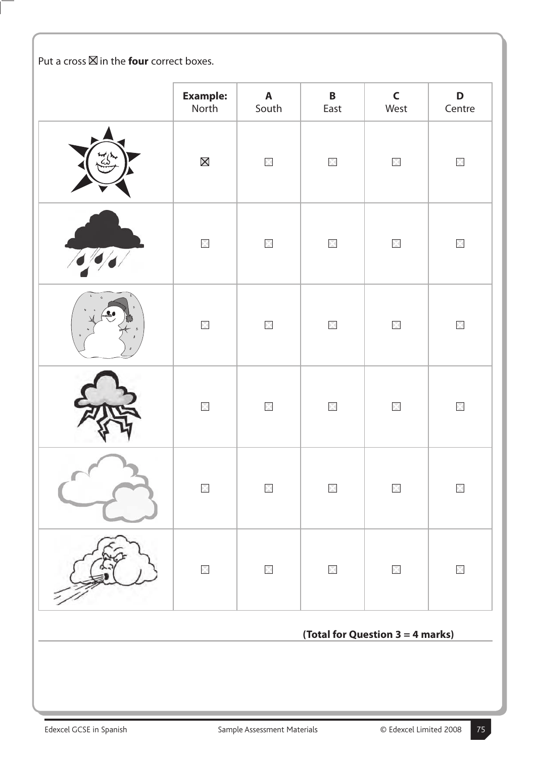Put a cross ☒ in the **four** correct boxes.

| | **Example:** North | **A** South | **B** East | **C** West | **D** Centre |
|---|---|---|---|---|---|
| | ☒ | ☐ | ☐ | ☐ | ☐ |
| | ☐ | ☐ | ☐ | ☐ | ☐ |
| | ☐ | ☐ | ☐ | ☐ | ☐ |
| | ☐ | ☐ | ☐ | ☐ | ☐ |
| | ☐ | ☐ | ☐ | ☐ | ☐ |
| | ☐ | ☐ | ☐ | ☐ | ☐ |

**(Total for Question 3 = 4 marks)**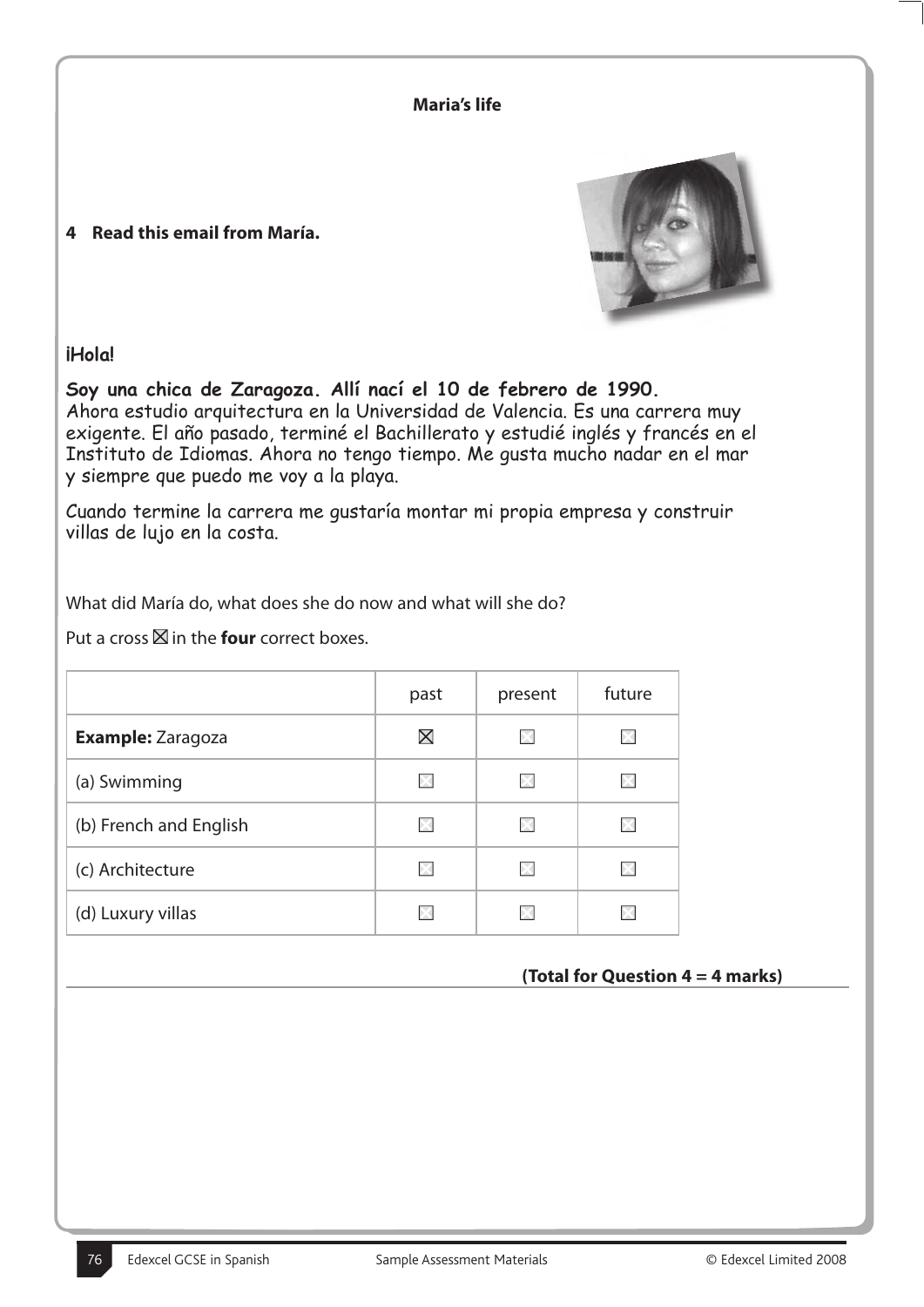**Maria's life**

**4 Read this email from María.**

¡Hola!

**Soy una chica de Zaragoza. Allí nací el 10 de febrero de 1990.**
Ahora estudio arquitectura en la Universidad de Valencia. Es una carrera muy exigente. El año pasado, terminé el Bachillerato y estudié inglés y francés en el Instituto de Idiomas. Ahora no tengo tiempo. Me gusta mucho nadar en el mar y siempre que puedo me voy a la playa.

Cuando termine la carrera me gustaría montar mi propia empresa y construir villas de lujo en la costa.

What did María do, what does she do now and what will she do?

Put a cross ☒ in the **four** correct boxes.

| | past | present | future |
|---|---|---|---|
| **Example:** Zaragoza | ☒ | ☐ | ☐ |
| (a) Swimming | ☐ | ☐ | ☐ |
| (b) French and English | ☐ | ☐ | ☐ |
| (c) Architecture | ☐ | ☐ | ☐ |
| (d) Luxury villas | ☐ | ☐ | ☐ |

**(Total for Question 4 = 4 marks)**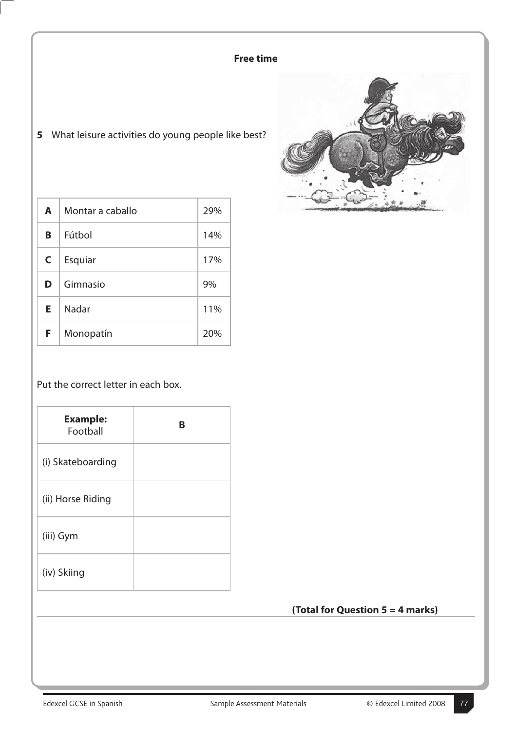## Free time

**5** What leisure activities do young people like best?

| | | |
|---|---|---|
| **A** | Montar a caballo | 29% |
| **B** | Fútbol | 14% |
| **C** | Esquiar | 17% |
| **D** | Gimnasio | 9% |
| **E** | Nadar | 11% |
| **F** | Monopatín | 20% |

Put the correct letter in each box.

| | |
|---|---|
| **Example:** Football | **B** |
| (i) Skateboarding | |
| (ii) Horse Riding | |
| (iii) Gym | |
| (iv) Skiing | |

**(Total for Question 5 = 4 marks)**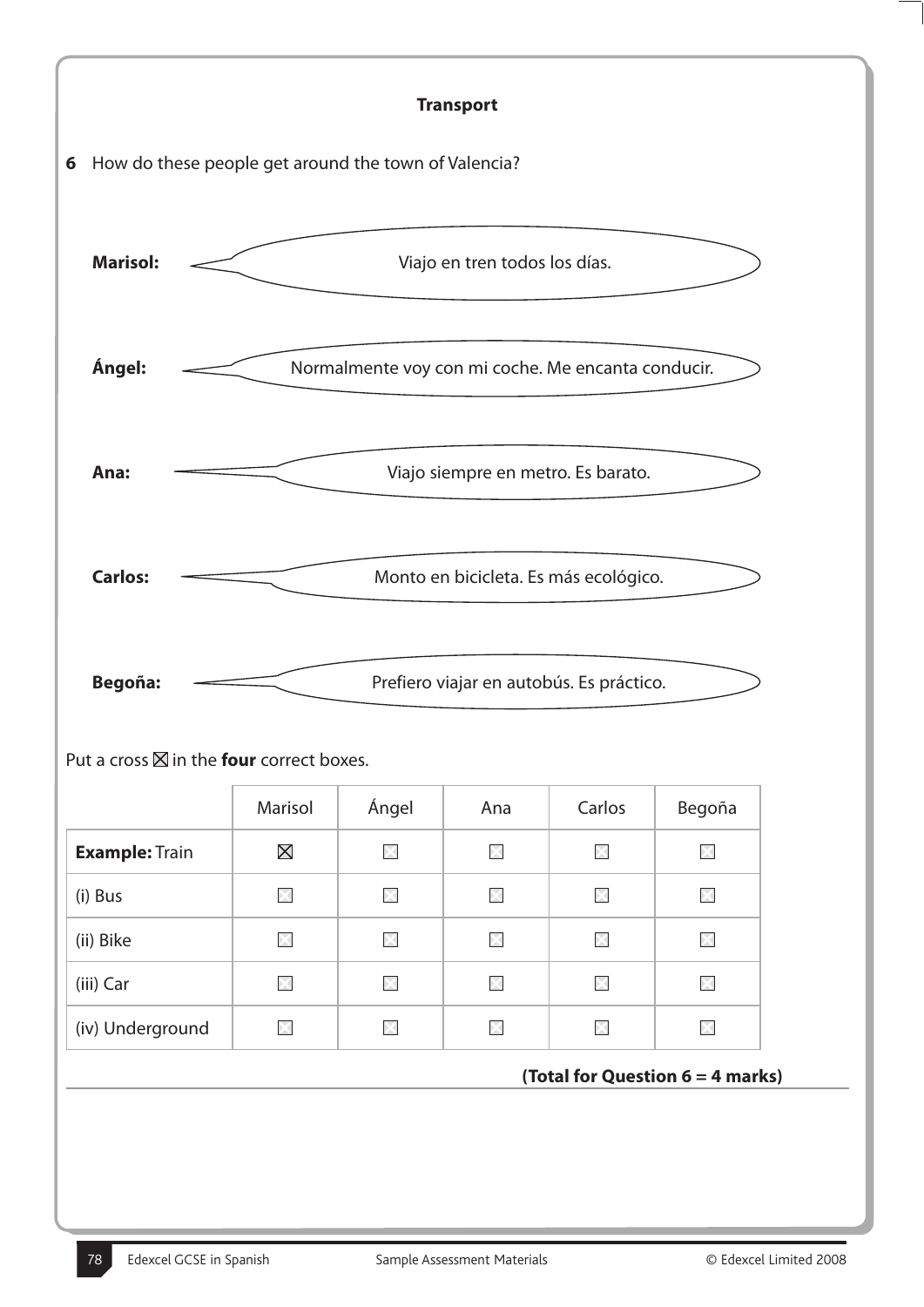## Transport

**6** How do these people get around the town of Valencia?

**Marisol:** Viajo en tren todos los días.

**Ángel:** Normalmente voy con mi coche. Me encanta conducir.

**Ana:** Viajo siempre en metro. Es barato.

**Carlos:** Monto en bicicleta. Es más ecológico.

**Begoña:** Prefiero viajar en autobús. Es práctico.

Put a cross ☒ in the **four** correct boxes.

| | Marisol | Ángel | Ana | Carlos | Begoña |
|---|---|---|---|---|---|
| **Example:** Train | ☒ | ☐ | ☐ | ☐ | ☐ |
| (i) Bus | ☐ | ☐ | ☐ | ☐ | ☐ |
| (ii) Bike | ☐ | ☐ | ☐ | ☐ | ☐ |
| (iii) Car | ☐ | ☐ | ☐ | ☐ | ☐ |
| (iv) Underground | ☐ | ☐ | ☐ | ☐ | ☐ |

**(Total for Question 6 = 4 marks)**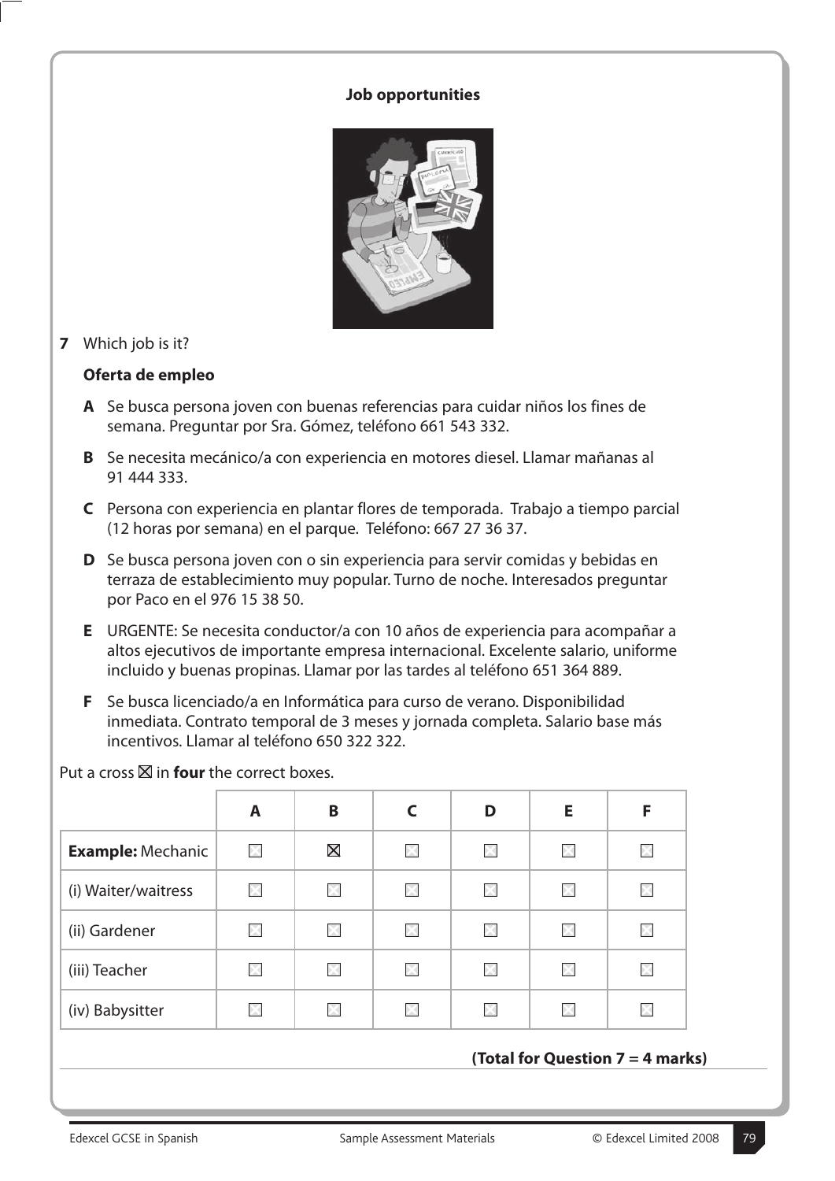**Job opportunities**

**7** Which job is it?

**Oferta de empleo**

**A** Se busca persona joven con buenas referencias para cuidar niños los fines de semana. Preguntar por Sra. Gómez, teléfono 661 543 332.

**B** Se necesita mecánico/a con experiencia en motores diesel. Llamar mañanas al 91 444 333.

**C** Persona con experiencia en plantar flores de temporada. Trabajo a tiempo parcial (12 horas por semana) en el parque. Teléfono: 667 27 36 37.

**D** Se busca persona joven con o sin experiencia para servir comidas y bebidas en terraza de establecimiento muy popular. Turno de noche. Interesados preguntar por Paco en el 976 15 38 50.

**E** URGENTE: Se necesita conductor/a con 10 años de experiencia para acompañar a altos ejecutivos de importante empresa internacional. Excelente salario, uniforme incluido y buenas propinas. Llamar por las tardes al teléfono 651 364 889.

**F** Se busca licenciado/a en Informática para curso de verano. Disponibilidad inmediata. Contrato temporal de 3 meses y jornada completa. Salario base más incentivos. Llamar al teléfono 650 322 322.

Put a cross ☒ in **four** the correct boxes.

| | A | B | C | D | E | F |
|---|---|---|---|---|---|---|
| **Example:** Mechanic | ☐ | ☒ | ☐ | ☐ | ☐ | ☐ |
| (i) Waiter/waitress | ☐ | ☐ | ☐ | ☐ | ☐ | ☐ |
| (ii) Gardener | ☐ | ☐ | ☐ | ☐ | ☐ | ☐ |
| (iii) Teacher | ☐ | ☐ | ☐ | ☐ | ☐ | ☐ |
| (iv) Babysitter | ☐ | ☐ | ☐ | ☐ | ☐ | ☐ |

**(Total for Question 7 = 4 marks)**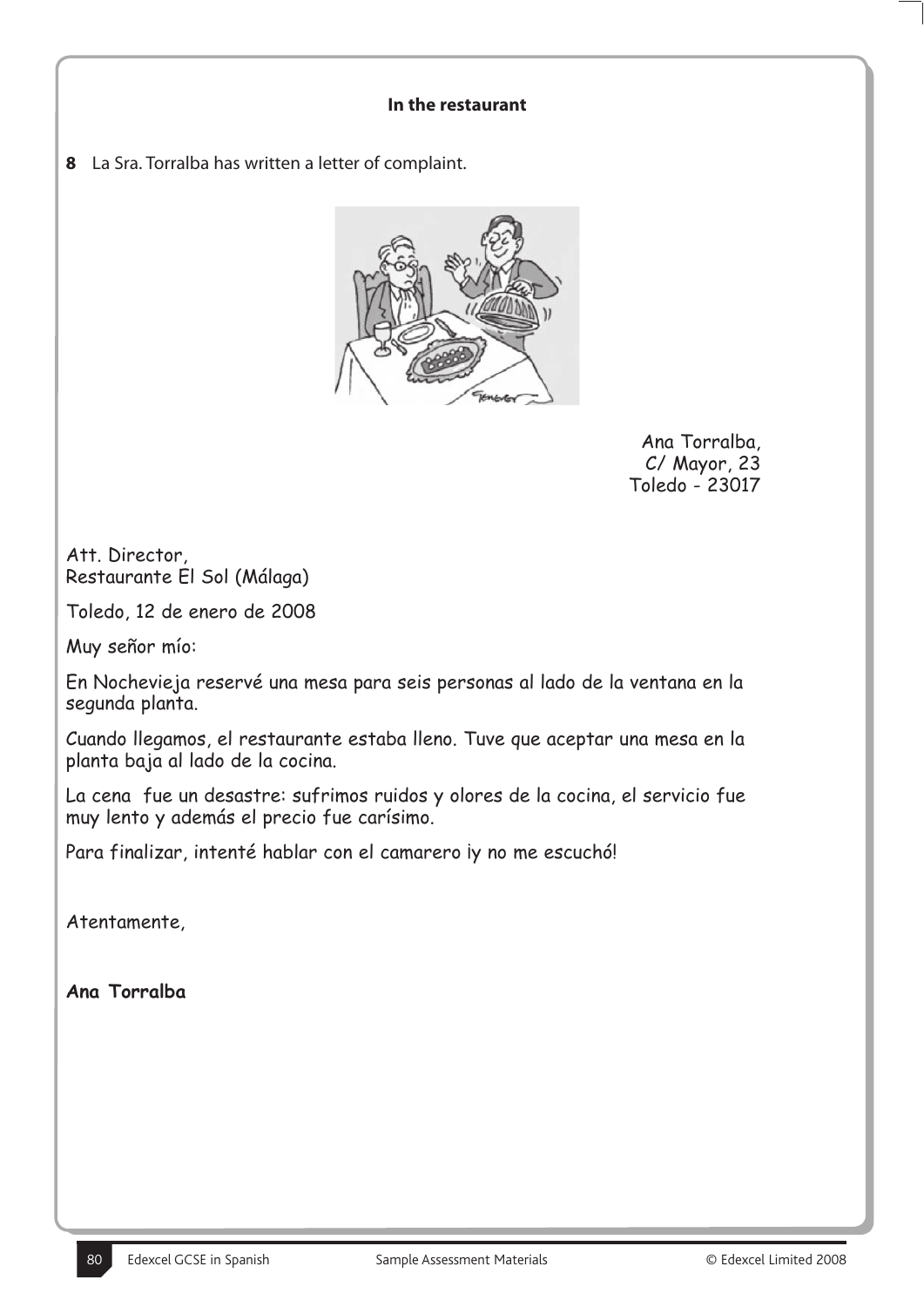**In the restaurant**

**8** La Sra. Torralba has written a letter of complaint.

Ana Torralba,
C/ Mayor, 23
Toledo - 23017

Att. Director,
Restaurante El Sol (Málaga)

Toledo, 12 de enero de 2008

Muy señor mío:

En Nochevieja reservé una mesa para seis personas al lado de la ventana en la segunda planta.

Cuando llegamos, el restaurante estaba lleno. Tuve que aceptar una mesa en la planta baja al lado de la cocina.

La cena fue un desastre: sufrimos ruidos y olores de la cocina, el servicio fue muy lento y además el precio fue carísimo.

Para finalizar, intenté hablar con el camarero ¡y no me escuchó!

Atentamente,

**Ana Torralba**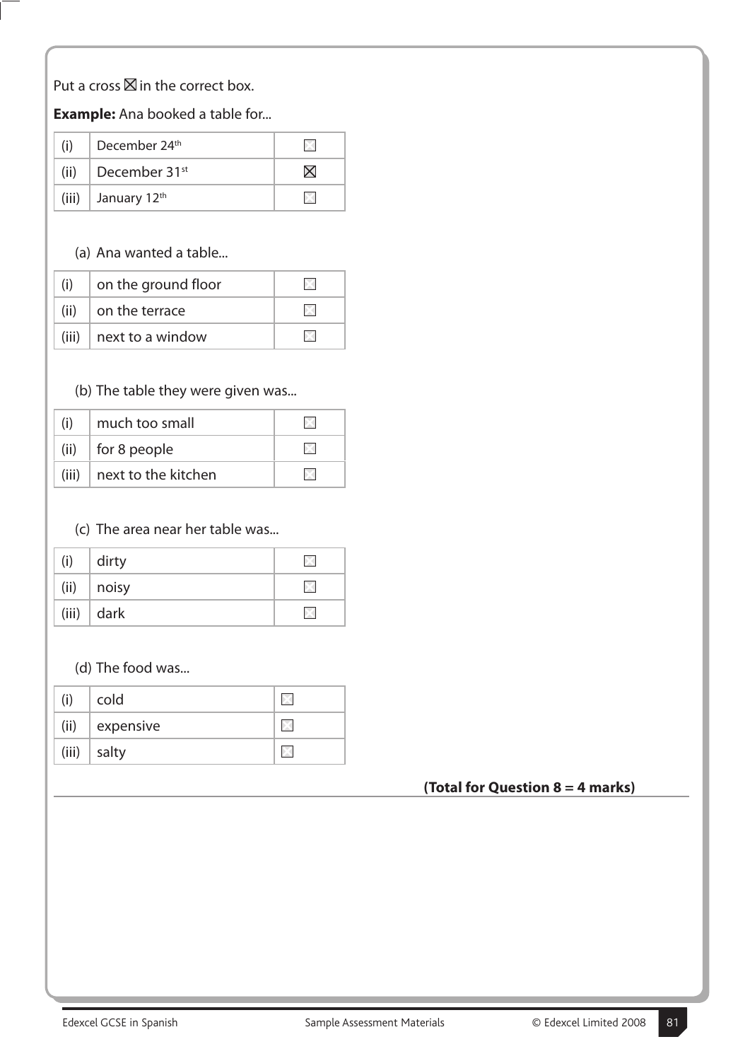Put a cross ☒ in the correct box.

**Example:** Ana booked a table for...

| | | |
|---|---|---|
| (i) | December 24th | ☐ |
| (ii) | December 31st | ☒ |
| (iii) | January 12th | ☐ |

(a) Ana wanted a table...

| | | |
|---|---|---|
| (i) | on the ground floor | ☐ |
| (ii) | on the terrace | ☐ |
| (iii) | next to a window | ☐ |

(b) The table they were given was...

| | | |
|---|---|---|
| (i) | much too small | ☐ |
| (ii) | for 8 people | ☐ |
| (iii) | next to the kitchen | ☐ |

(c) The area near her table was...

| | | |
|---|---|---|
| (i) | dirty | ☐ |
| (ii) | noisy | ☐ |
| (iii) | dark | ☐ |

(d) The food was...

| | | |
|---|---|---|
| (i) | cold | ☐ |
| (ii) | expensive | ☐ |
| (iii) | salty | ☐ |

**(Total for Question 8 = 4 marks)**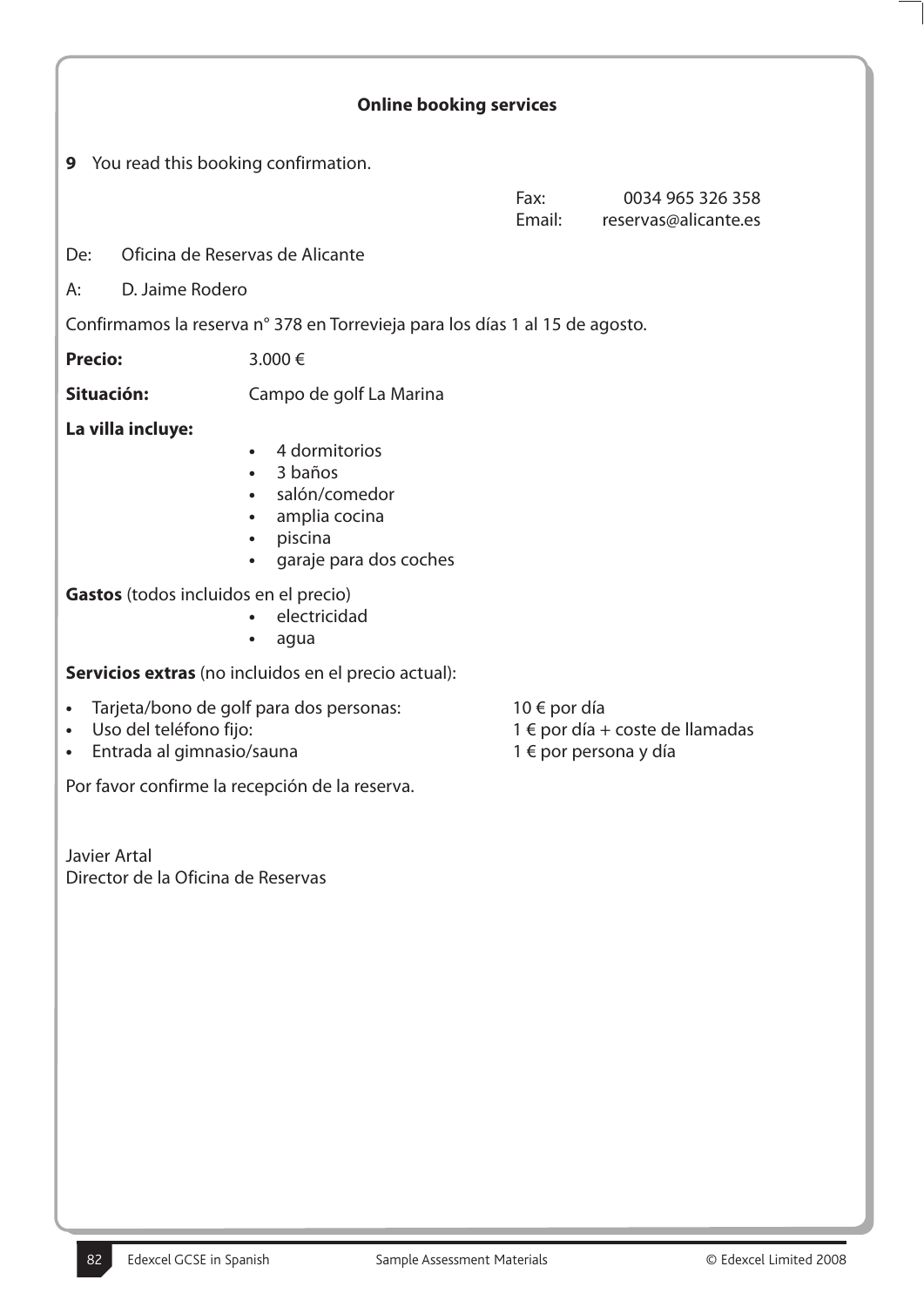## Online booking services

**9** You read this booking confirmation.

Fax: 0034 965 326 358
Email: reservas@alicante.es

De: Oficina de Reservas de Alicante

A: D. Jaime Rodero

Confirmamos la reserva n° 378 en Torrevieja para los días 1 al 15 de agosto.

**Precio:** 3.000 €

**Situación:** Campo de golf La Marina

**La villa incluye:**

- 4 dormitorios
- 3 baños
- salón/comedor
- amplia cocina
- piscina
- garaje para dos coches

**Gastos** (todos incluidos en el precio)

- electricidad
- agua

**Servicios extras** (no incluidos en el precio actual):

- Tarjeta/bono de golf para dos personas: 10 € por día
- Uso del teléfono fijo: 1 € por día + coste de llamadas
- Entrada al gimnasio/sauna 1 € por persona y día

Por favor confirme la recepción de la reserva.

Javier Artal
Director de la Oficina de Reservas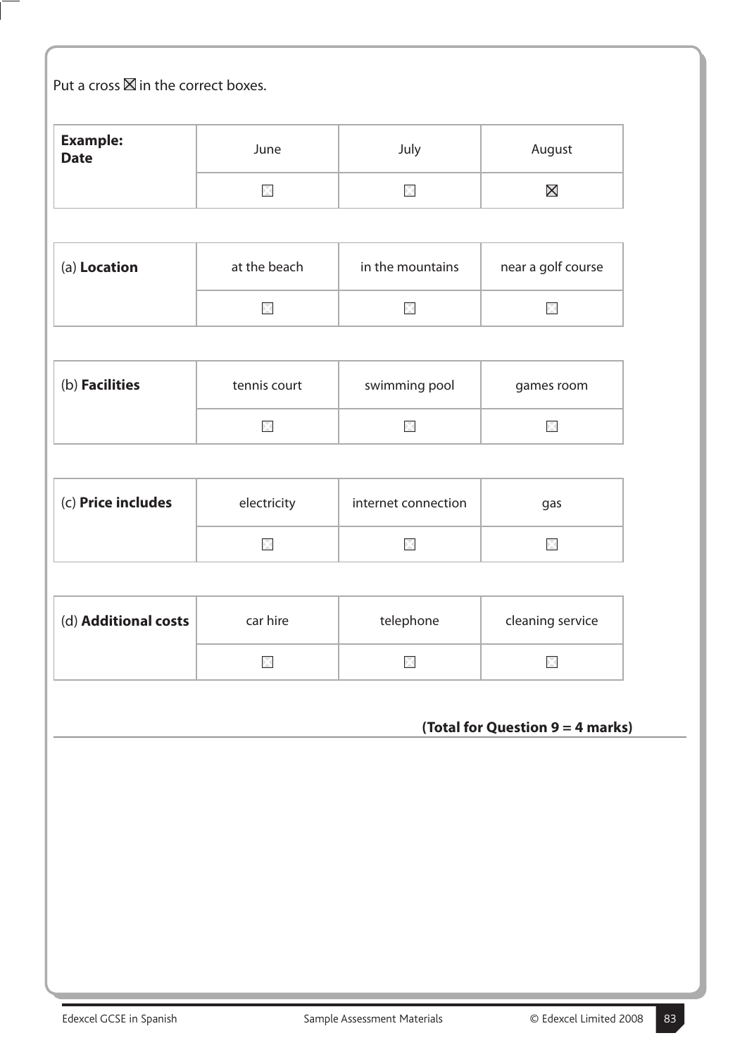Put a cross ☒ in the correct boxes.

| **Example: Date** | June | July | August |
|---|---|---|---|
| | ☐ | ☐ | ☒ |

| (a) **Location** | at the beach | in the mountains | near a golf course |
|---|---|---|---|
| | ☐ | ☐ | ☐ |

| (b) **Facilities** | tennis court | swimming pool | games room |
|---|---|---|---|
| | ☐ | ☐ | ☐ |

| (c) **Price includes** | electricity | internet connection | gas |
|---|---|---|---|
| | ☐ | ☐ | ☐ |

| (d) **Additional costs** | car hire | telephone | cleaning service |
|---|---|---|---|
| | ☐ | ☐ | ☐ |

**(Total for Question 9 = 4 marks)**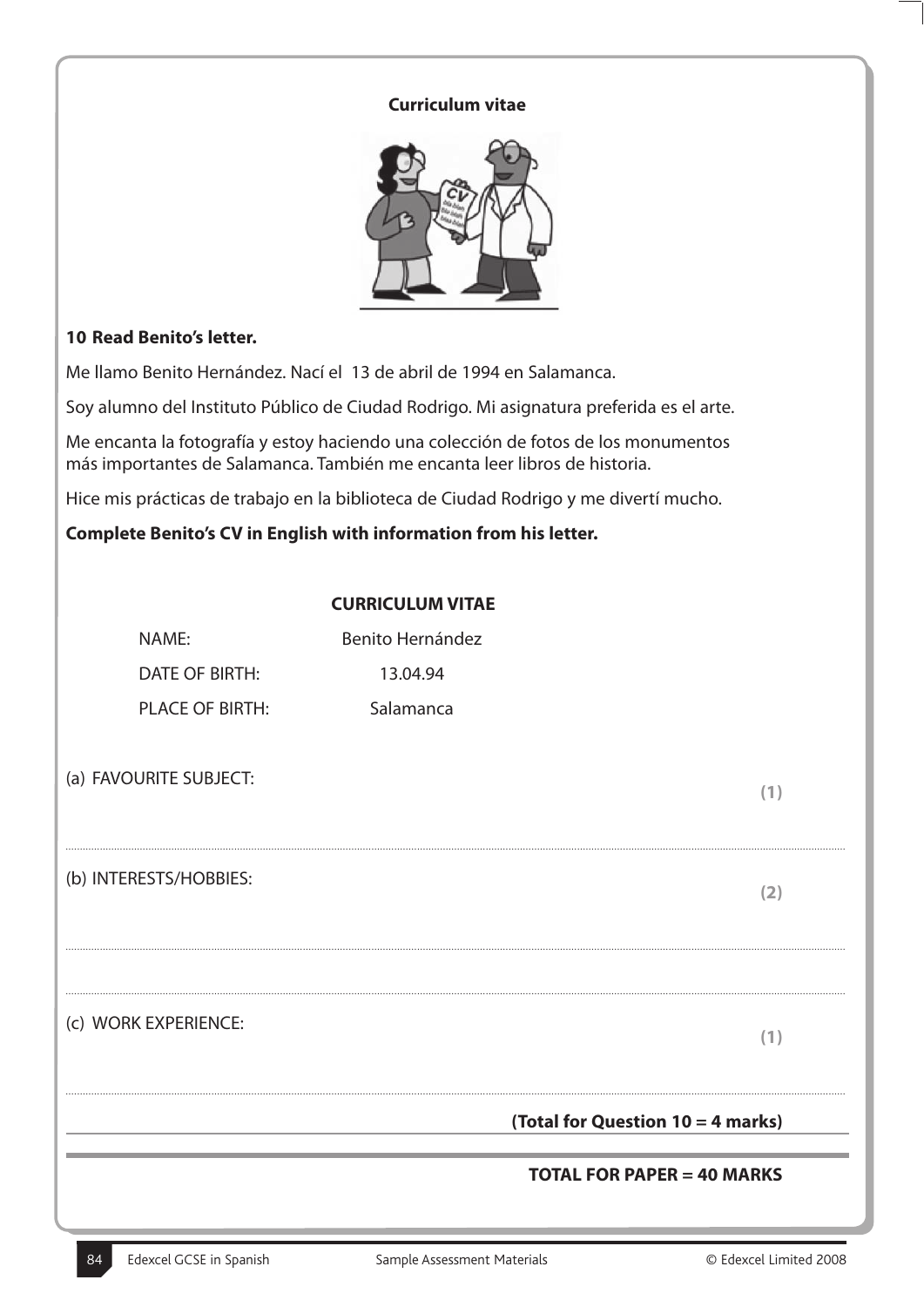**Curriculum vitae**

**10 Read Benito's letter.**

Me llamo Benito Hernández. Nací el 13 de abril de 1994 en Salamanca.

Soy alumno del Instituto Público de Ciudad Rodrigo. Mi asignatura preferida es el arte.

Me encanta la fotografía y estoy haciendo una colección de fotos de los monumentos más importantes de Salamanca. También me encanta leer libros de historia.

Hice mis prácticas de trabajo en la biblioteca de Ciudad Rodrigo y me divertí mucho.

**Complete Benito's CV in English with information from his letter.**

**CURRICULUM VITAE**

| | |
|---|---|
| NAME: | Benito Hernández |
| DATE OF BIRTH: | 13.04.94 |
| PLACE OF BIRTH: | Salamanca |

(a) FAVOURITE SUBJECT: **(1)**

..............................................................................................................................................

(b) INTERESTS/HOBBIES: **(2)**

..............................................................................................................................................

..............................................................................................................................................

(c) WORK EXPERIENCE: **(1)**

..............................................................................................................................................

**(Total for Question 10 = 4 marks)**

**TOTAL FOR PAPER = 40 MARKS**